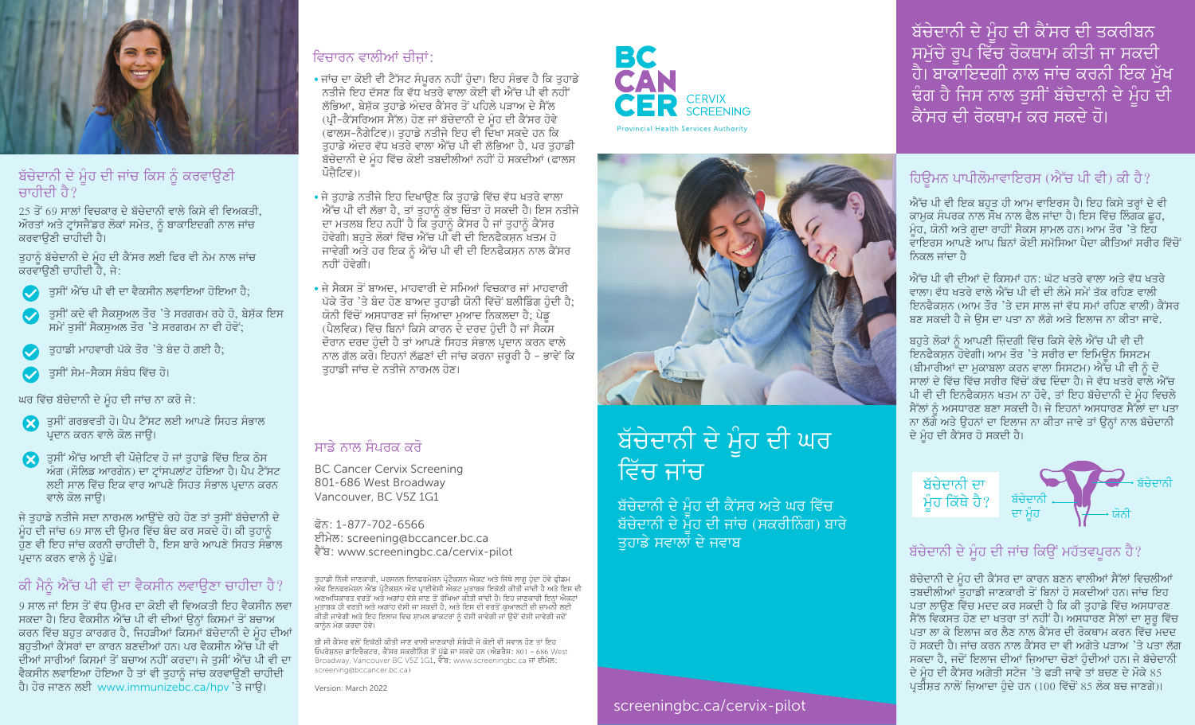## ਬੱਚੇਦਾਨੀ ਦੇ ਮੂੰਹ ਦੀ ਜਾਂਚ ਕਿਸ ਨੂੰ ਕਰਵਾਉਣੀ ਚਾਹੀਦੀ ਹੈ?

25 ਤੋਂ 69 ਸਾਲਾਂ ਵਿਚਕਾਰ ਦੇ ਬੱਚੇਦਾਨੀ ਵਾਲੇ ਕਿਸੇ ਵੀ ਵਿਅਕਤੀ, ਔਰਤਾਂ ਅਤੇ ਟ੍ਰਾਂਸਜੈਂਡਰ ਲੋਕਾਂ ਸਮੇਤ, ਨੂੰ ਬਾਕਾਇਦਗੀ ਨਾਲ ਜਾਂਚ ਕਰਵਾਉਣੀ ਚਾਹੀਦੀ ਹੈ।

ਤੁਹਾਨੂੰ ਬੱਚੇਦਾਨੀ ਦੇ ਮੂੰਹ ਦੀ ਕੈਂਸਰ ਲਈ ਫਿਰ ਵੀ ਨੇਮ ਨਾਲ ਜਾਂਚ ਕਰਵਾਉਣੀ ਚਾਹੀਦੀ ਹੈ, ਜੇ:

- ਤੁਸੀਂ ਐੱਚ ਪੀ ਵੀ ਦਾ ਵੈਕਸੀਨ ਲਵਾਇਆ ਹੋਇਆ ਹੈ;
- ਤੁਸੀਂ ਕਦੇ ਵੀ ਸੈਕਸੂਅਲ ਤੌਰ 'ਤੇ ਸਰਗਰਮ ਰਹੇ ਹੋ, ਬੇਸ਼ੱਕ ਇਸ ਸਮੇਂ ਤੁਸੀਂ ਸੈਕਸੂਅਲ ਤੌਰ 'ਤੇ ਸਰਗਰਮ ਨਾ ਵੀ ਹੋਵੋਂ;
- ਤੁਹਾਡੀ ਮਾਹਵਾਰੀ ਪੱਕੇ ਤੌਰ 'ਤੇ ਬੰਦ ਹੋ ਗਈ ਹੈ;
- ਤੁਸੀਂ ਸੇਮ-ਸੈਕਸ ਸੰਬੰਧ ਵਿੱਚ ਹੋ।

ਘਰ ਵਿੱਚ ਬੱਚੇਦਾਨੀ ਦੇ ਮੂੰਹ ਦੀ ਜਾਂਚ ਨਾ ਕਰੋ ਜੇ:

- ਤੁਸੀਂ ਗਰਭਵਤੀ ਹੋ। ਪੈਪ ਟੈਸਟ ਲਈ ਆਪਣੇ ਸਿਹਤ ਸੰਭਾਲ ਪ੍ਰਦਾਨ ਕਰਨ ਵਾਲੇ ਕੋਲ ਜਾਉ।
- ਤੁਸੀਂ ਐੱਚ ਆਈ ਵੀ ਪੌਜ਼ੇਟਿਵ ਹੋ ਜਾਂ ਤੁਹਾਡੇ ਵਿੱਚ ਇਕ ਠੋਸ ਅੰਗ (ਸੌਲਿਡ ਆਰਗੇਨ) ਦਾ ਟ੍ਰਾਂਸਪਲਾਂਟ ਹੋਇਆ ਹੈ। ਪੈਪ ਟੈਸਟ ਲਈ ਸਾਲ ਵਿੱਚ ਇਕ ਵਾਰ ਆਪਣੇ ਸਿਹਤ ਸੰਭਾਲ ਪ੍ਰਦਾਨ ਕਰਨ ਵਾਲੇ ਕੋਲ ਜਾਉ।

ਜੇ ਤੁਹਾਡੇ ਨਤੀਜੇ ਸਦਾ ਨਾਰਮਲ ਆਉਂਦੇ ਰਹੇ ਹੋਣ ਤਾਂ ਤੁਸੀਂ ਬੱਚੇਦਾਨੀ ਦੇ ਮੂੰਹ ਦੀ ਜਾਂਚ 69 ਸਾਲ ਦੀ ਉਮਰ ਵਿੱਚ ਬੰਦ ਕਰ ਸਕਦੇ ਹੋ। ਕੀ ਤੁਹਾਨੂੰ ਹੁਣ ਵੀ ਇਹ ਜਾਂਚ ਕਰਨੀ ਚਾਹੀਦੀ ਹੈ, ਇਸ ਬਾਰੇ ਆਪਣੇ ਸਿਹਤ ਸੰਭਾਲ ਪ੍ਰਦਾਨ ਕਰਨ ਵਾਲੇ ਨੂੰ ਪੁੱਛੋ।

## ਕੀ ਮੈਨੂੰ ਐੱਚ ਪੀ ਵੀ ਦਾ ਵੈਕਸੀਨ ਲਵਾਉਣਾ ਚਾਹੀਦਾ ਹੈ?

9 ਸਾਲ ਜਾਂ ਇਸ ਤੋਂ ਵੱਧ ਉਮਰ ਦਾ ਕੋਈ ਵੀ ਵਿਅਕਤੀ ਇਹ ਵੈਕਸੀਨ ਲਵਾ ਸਕਦਾ ਹੈ। ਇਹ ਵੈਕਸੀਨ ਐੱਚ ਪੀ ਵੀ ਦੀਆਂ ਉਨ੍ਹਾਂ ਕਿਸਮਾਂ ਤੋਂ ਬਚਾਅ ਕਰਨ ਵਿੱਚ ਬਹੁਤ ਕਾਰਗਰ ਹੈ, ਜਿਹੜੀਆਂ ਕਿਸਮਾਂ ਬੱਚੇਦਾਨੀ ਦੇ ਮੂੰਹ ਦੀਆਂ ਬਹੁਤੀਆਂ ਕੈਂਸਰਾਂ ਦਾ ਕਾਰਨ ਬਣਦੀਆਂ ਹਨ। ਪਰ ਵੈਕਸੀਨ ਐੱਚ ਪੀ ਵੀ ਦੀਆਂ ਸਾਰੀਆਂ ਕਿਸਮਾਂ ਤੋਂ ਬਚਾਅ ਨਹੀਂ ਕਰਦਾ। ਜੇ ਤੁਸੀਂ ਐੱਚ ਪੀ ਵੀ ਦਾ ਵੈਕਸੀਨ ਲਵਾਇਆ ਹੋਇਆ ਹੈ ਤਾਂ ਵੀ ਤੁਹਾਨੂੰ ਜਾਂਚ ਕਰਵਾਉਣੀ ਚਾਹੀਦੀ ਹੈ। ਹੋਰ ਜਾਣਨ ਲਈ www.immunizebc.ca/hpv 'ਤੇ ਜਾਉ।

## ਵਿਚਾਰਨ ਵਾਲੀਆਂ ਚੀਜ਼ਾਂ:

- ਜਾਂਚ ਦਾ ਕੋਈ ਵੀ ਟੈਸਟ ਸੰਪੂਰਨ ਨਹੀਂ ਹੁੰਦਾ। ਇਹ ਸੰਭਵ ਹੈ ਕਿ ਤੁਹਾਡੇ ਨਤੀਜੇ ਇਹ ਦੱਸਣ ਕਿ ਵੱਧ ਖਤਰੇ ਵਾਲਾ ਕੋਈ ਵੀ ਐੱਚ ਪੀ ਵੀ ਨਹੀਂ ਲੱਭਿਆ, ਬੇਸ਼ੱਕ ਤੁਹਾਡੇ ਅੰਦਰ ਕੈਂਸਰ ਤੋਂ ਪਹਿਲੇ ਪੜਾਅ ਦੇ ਸੈੱਲ (ਪ੍ਰੀ-ਕੈਂਸਰਿਅਸ ਸੈੱਲ) ਹੋਣ ਜਾਂ ਬੱਚੇਦਾਨੀ ਦੇ ਮੂੰਹ ਦੀ ਕੈਂਸਰ ਹੋਵੇ (ਫਾਲਸ-ਨੈਗੇਟਿਵ)। ਤੁਹਾਡੇ ਨਤੀਜੇ ਇਹ ਵੀ ਦਿਖਾ ਸਕਦੇ ਹਨ ਕਿ ਤੁਹਾਡੇ ਅੰਦਰ ਵੱਧ ਖਤਰੇ ਵਾਲਾ ਐੱਚ ਪੀ ਵੀ ਲੱਭਿਆ ਹੈ, ਪਰ ਤੁਹਾਡੀ ਬੱਚੇਦਾਨੀ ਦੇ ਮੂੰਹ ਵਿੱਚ ਕੋਈ ਤਬਦੀਲੀਆਂ ਨਹੀਂ ਹੋ ਸਕਦੀਆਂ (ਫਾਲਸ ਪੌਜ਼ੇਟਿਵ)।
- ਜੇ ਤੁਹਾਡੇ ਨਤੀਜੇ ਇਹ ਦਿਖਾਉਣ ਕਿ ਤੁਹਾਡੇ ਵਿੱਚ ਵੱਧ ਖਤਰੇ ਵਾਲਾ ਐੱਚ ਪੀ ਵੀ ਲੱਭਾ ਹੈ, ਤਾਂ ਤੁਹਾਨੂੰ ਕੁੱਝ ਚਿੰਤਾ ਹੋ ਸਕਦੀ ਹੈ। ਇਸ ਨਤੀਜੇ ਦਾ ਮਤਲਬ ਇਹ ਨਹੀਂ ਹੈ ਕਿ ਤੁਹਾਨੂੰ ਕੈਂਸਰ ਹੈ ਜਾਂ ਤੁਹਾਨੂੰ ਕੈਂਸਰ ਹੋਵੇਗੀ। ਬਹੁਤੇ ਲੋਕਾਂ ਵਿੱਚ ਐੱਚ ਪੀ ਵੀ ਦੀ ਇਨਫੈਕਸ਼ਨ ਖਤਮ ਹੋ ਜਾਵੇਗੀ ਅਤੇ ਹਰ ਇਕ ਨੂੰ ਐੱਚ ਪੀ ਵੀ ਦੀ ਇਨਫੈਕਸ਼ਨ ਨਾਲ ਕੈਂਸਰ ਨਹੀਂ ਹੋਵੇਗੀ।
- ਜੇ ਸੈਕਸ ਤੋਂ ਬਾਅਦ, ਮਾਹਵਾਰੀ ਦੇ ਸਮਿਆਂ ਵਿਚਕਾਰ ਜਾਂ ਮਾਹਵਾਰੀ ਪੱਕੇ ਤੌਰ 'ਤੇ ਬੰਦ ਹੋਣ ਤਂ ਬਾਅਦ ਤੁਹਾਡੀ ਯੋਨੀ ਵਿੱਚੋਂ ਬਲੀਡਿੰਗ ਹੁੰਦੀ ਹੈ; ਯੋਨੀ ਵਿੱਚੋਂ ਅਸਧਾਰਣ ਜਾਂ ਜ਼ਿਆਦਾ ਮੁਆਦ ਨਿਕਲਦਾ ਹੈ; ਪੇਡੂ (ਪੈਲਵਿਕ) ਵਿੱਚ ਬਿਨਾਂ ਕਿਸੇ ਕਾਰਨ ਦੇ ਦਰਦ ਹੁੰਦੀ ਹੈ ਜਾਂ ਸੈਕਸ ਦੌਰਾਨ ਦਰਦ ਹੁੰਦੀ ਹੈ ਤਾਂ ਆਪਣੇ ਸਿਹਤ ਸੰਭਾਲ ਪ੍ਰਦਾਨ ਕਰਨ ਵਾਲੇ ਨਾਲ ਗੱਲ ਕਰੋ। ਇਹਨਾਂ ਲੱਛਣਾਂ ਦੀ ਜਾਂਚ ਕਰਨਾ ਜ਼ਰੂਰੀ ਹੈ - ਭਾਵੇਂ ਕਿ ਤੁਹਾਡੀ ਜਾਂਚ ਦੇ ਨਤੀਜੇ ਨਾਰਮਲ ਹੋਣ।

## ਸਾਡੇ ਨਾਲ ਸੰਪਰਕ ਕਰੋ

BC Cancer Cervix Screening
801-686 West Broadway
Vancouver, BC V5Z 1G1

ਫੋਨ: 1-877-702-6566
ਈਮੇਲ: screening@bccancer.bc.ca
ਵੈੱਬ: www.screeningbc.ca/cervix-pilot

ਤੁਹਾਡੀ ਨਿੱਜੀ ਜਾਣਕਾਰੀ, ਪਰਸਨਲ ਇਨਫਰਮੇਸ਼ਨ ਪ੍ਰੋਟੈਕਸ਼ਨ ਐਕਟ ਅਤੇ ਜਿੱਥੇ ਲਾਗੂ ਹੁੰਦਾ ਹੋਵੇ ਫ੍ਰੀਡਮ ਔਫ ਇਨਫਰਮੇਸ਼ਨ ਐਂਡ ਪ੍ਰੋਟੈਕਸ਼ਨ ਔਫ ਪ੍ਰਾਈਵੇਸੀ ਐਕਟ ਮੁਤਾਬਕ ਇਕੱਠੀ ਕੀਤੀ ਜਾਂਦੀ ਹੈ ਅਤੇ ਇਸ ਦੀ ਅਣਅਧਿਕਾਰਤ ਵਰਤੋਂ ਅਤੇ ਅਗਾਂਹ ਦੱਸੇ ਜਾਣ ਤੋਂ ਰੱਖਿਆ ਕੀਤੀ ਜਾਂਦੀ ਹੈ। ਇਹ ਜਾਣਕਾਰੀ ਇਨ੍ਹਾਂ ਐਕਟਾਂ ਮੁਤਾਬਕ ਹੀ ਵਰਤੀ ਅਤੇ ਅਗਾਂਹ ਦੱਸੀ ਜਾ ਸਕਦੀ ਹੈ, ਅਤੇ ਇਸ ਦੀ ਵਰਤੋਂ ਕੁਆਲਟੀ ਦੀ ਜਾਮਨੀ ਲਈ ਕੀਤੀ ਜਾਵੇਗੀ ਅਤੇ ਇਹ ਇਲਾਜ ਵਿੱਚ ਸ਼ਾਮਲ ਡਾਕਟਰਾਂ ਨੂੰ ਦੱਸੀ ਜਾਵੇਗੀ ਜਾਂ ਉਦੋਂ ਦੱਸੀ ਜਾਵੇਗੀ ਜਦੋਂ ਕਾਨੂੰਨ ਮੰਗ ਕਰਦਾ ਹੋਵੇ।

ਬੀ ਸੀ ਕੈਂਸਰ ਵਲੋਂ ਇਕੱਠੀ ਕੀਤੀ ਜਾਣ ਵਾਲੀ ਜਾਣਕਾਰੀ ਸੰਬੰਧੀ ਜੇ ਕੋਈ ਵੀ ਸਵਾਲ ਹੋਣ ਤਾਂ ਇਹ ਓਪਰੇਸ਼ਨਜ਼ ਡਾਇਰੈਕਟਰ, ਕੈਂਸਰ ਸਕਰੀਨਿੰਗ ਤੋਂ ਪੁੱਛੇ ਜਾ ਸਕਦੇ ਹਨ (ਐਡਰੈੱਸ: 801 – 686 West Broadway, Vancouver BC V5Z 1G1, ਵੈੱਬ: www.screeningbc.ca ਜਾਂ ਈਮੇਲ: screening@bccancer.bc.ca)

Version: March 2022

BC CANCER
CERVIX SCREENING
Provincial Health Services Authority

# ਬੱਚੇਦਾਨੀ ਦੇ ਮੂੰਹ ਦੀ ਘਰ ਵਿੱਚ ਜਾਂਚ

ਬੱਚੇਦਾਨੀ ਦੇ ਮੂੰਹ ਦੀ ਕੈਂਸਰ ਅਤੇ ਘਰ ਵਿੱਚ ਬੱਚੇਦਾਨੀ ਦੇ ਮੂੰਹ ਦੀ ਜਾਂਚ (ਸਕਰੀਨਿੰਗ) ਬਾਰੇ ਤੁਹਾਡੇ ਸਵਾਲਾਂ ਦੇ ਜਵਾਬ

screeningbc.ca/cervix-pilot

ਬੱਚੇਦਾਨੀ ਦੇ ਮੂੰਹ ਦੀ ਕੈਂਸਰ ਦੀ ਤਕਰੀਬਨ ਸਮੁੱਚੇ ਰੂਪ ਵਿੱਚ ਰੋਕਥਾਮ ਕੀਤੀ ਜਾ ਸਕਦੀ ਹੈ। ਬਾਕਾਇਦਗੀ ਨਾਲ ਜਾਂਚ ਕਰਨੀ ਇਕ ਮੁੱਖ ਢੰਗ ਹੈ ਜਿਸ ਨਾਲ ਤੁਸੀਂ ਬੱਚੇਦਾਨੀ ਦੇ ਮੂੰਹ ਦੀ ਕੈਂਸਰ ਦੀ ਰੋਕਥਾਮ ਕਰ ਸਕਦੇ ਹੋ।

## ਹਿਊਮਨ ਪਾਪੀਲੋਮਾਵਾਇਰਸ (ਐੱਚ ਪੀ ਵੀ) ਕੀ ਹੈ?

ਐੱਚ ਪੀ ਵੀ ਇਕ ਬਹੁਤ ਹੀ ਆਮ ਵਾਇਰਸ ਹੈ। ਇਹ ਕਿਸੇ ਤਰ੍ਹਾਂ ਦੇ ਵੀ ਕਾਮੁਕ ਸੰਪਰਕ ਨਾਲ ਸੌਖ ਨਾਲ ਫੈਲ ਜਾਂਦਾ ਹੈ। ਇਸ ਵਿੱਚ ਲਿੰਗਕ ਛੂਹ, ਮੂੰਹ, ਯੋਨੀ ਅਤੇ ਗੁਦਾ ਰਾਹੀਂ ਸੈਕਸ ਸ਼ਾਮਲ ਹਨ। ਆਮ ਤੌਰ 'ਤੇ ਇਹ ਵਾਇਰਸ ਆਪਣੇ ਆਪ ਬਿਨਾਂ ਕੋਈ ਸਮੱਸਿਆ ਪੈਦਾ ਕੀਤਿਆਂ ਸਰੀਰ ਵਿੱਚੋਂ ਨਿਕਲ ਜਾਂਦਾ ਹੈ

ਐੱਚ ਪੀ ਵੀ ਦੀਆਂ ਦੋ ਕਿਸਮਾਂ ਹਨ: ਘੱਟ ਖਤਰੇ ਵਾਲਾ ਅਤੇ ਵੱਧ ਖਤਰੇ ਵਾਲਾ। ਵੱਧ ਖਤਰੇ ਵਾਲੇ ਐੱਚ ਪੀ ਵੀ ਦੀ ਲੰਮੇ ਸਮੇਂ ਤੱਕ ਰਹਿਣ ਵਾਲੀ ਇਨਫੈਕਸ਼ਨ (ਆਮ ਤੌਰ 'ਤੇ ਦਸ ਸਾਲ ਜਾਂ ਵੱਧ ਸਮਾਂ ਰਹਿਣ ਵਾਲੀ) ਕੈਂਸਰ ਬਣ ਸਕਦੀ ਹੈ ਜੇ ਉਸ ਦਾ ਪਤਾ ਨਾ ਲੱਗੇ ਅਤੇ ਇਲਾਜ ਨਾ ਕੀਤਾ ਜਾਵੇ।

ਬਹੁਤੇ ਲੋਕਾਂ ਨੂੰ ਆਪਣੀ ਜ਼ਿੰਦਗੀ ਵਿੱਚ ਕਿਸੇ ਵੇਲੇ ਐੱਚ ਪੀ ਵੀ ਦੀ ਇਨਫੈਕਸ਼ਨ ਹੋਵੇਗੀ। ਆਮ ਤੌਰ 'ਤੇ ਸਰੀਰ ਦਾ ਇਮਿਊਨ ਸਿਸਟਮ (ਬੀਮਾਰੀਆਂ ਦਾ ਮੁਕਾਬਲਾ ਕਰਨ ਵਾਲਾ ਸਿਸਟਮ) ਐੱਚ ਪੀ ਵੀ ਨੂੰ ਦੋ ਸਾਲਾਂ ਦੇ ਵਿੱਚ ਵਿੱਚ ਸਰੀਰ ਵਿੱਚੋਂ ਕੱਢ ਦਿੰਦਾ ਹੈ। ਜੇ ਵੱਧ ਖਤਰੇ ਵਾਲੇ ਐੱਚ ਪੀ ਵੀ ਦੀ ਇਨਫੈਕਸ਼ਨ ਖਤਮ ਨਾ ਹੋਵੇ, ਤਾਂ ਇਹ ਬੱਚੇਦਾਨੀ ਦੇ ਮੂੰਹ ਵਿਚਲੇ ਸੈੱਲਾਂ ਨੂੰ ਅਸਧਾਰਣ ਬਣਾ ਸਕਦੀ ਹੈ। ਜੇ ਇਹਨਾਂ ਅਸਧਾਰਣ ਸੈੱਲਾਂ ਦਾ ਪਤਾ ਨਾ ਲੱਗੇ ਅਤੇ ਉਹਨਾਂ ਦਾ ਇਲਾਜ ਨਾ ਕੀਤਾ ਜਾਵੇ ਤਾਂ ਉਨ੍ਹਾਂ ਨਾਲ ਬੱਚੇਦਾਨੀ ਦੇ ਮੂੰਹ ਦੀ ਕੈਂਸਰ ਹੋ ਸਕਦੀ ਹੈ।

ਬੱਚੇਦਾਨੀ ਦਾ ਮੂੰਹ ਕਿੱਥੇ ਹੈ?

ਬੱਚੇਦਾਨੀ
ਬੱਚੇਦਾਨੀ ਦਾ ਮੂੰਹ
ਯੋਨੀ

## ਬੱਚੇਦਾਨੀ ਦੇ ਮੂੰਹ ਦੀ ਜਾਂਚ ਕਿਉਂ ਮਹੱਤਵਪੂਰਨ ਹੈ?

ਬੱਚੇਦਾਨੀ ਦੇ ਮੂੰਹ ਦੀ ਕੈਂਸਰ ਦਾ ਕਾਰਨ ਬਣਨ ਵਾਲੀਆਂ ਸੈੱਲਾਂ ਵਿਚਲੀਆਂ ਤਬਦੀਲੀਆਂ ਤੁਹਾਡੇ ਜਾਣਕਾਰੀ ਤੋਂ ਬਿਨਾਂ ਹੋ ਸਕਦੀਆਂ ਹਨ। ਜਾਂਚ ਇਹ ਪਤਾ ਲਾਉਣ ਵਿੱਚ ਮਦਦ ਕਰ ਸਕਦੀ ਹੈ ਕਿ ਕੀ ਤੁਹਾਡੇ ਵਿੱਚ ਅਸਧਾਰਣ ਸੈੱਲ ਵਿਕਸਤ ਹੋਣ ਦਾ ਖਤਰਾ ਤਾਂ ਨਹੀਂ ਹੈ। ਅਸਧਾਰਣ ਸੈੱਲਾਂ ਦਾ ਸ਼ੁਰੂ ਵਿੱਚ ਪਤਾ ਲਾ ਕੇ ਇਲਾਜ ਕਰ ਲੈਣ ਨਾਲ ਕੈਂਸਰ ਦੀ ਰੋਕਥਾਮ ਕਰਨ ਵਿੱਚ ਮਦਦ ਹੋ ਸਕਦੀ ਹੈ। ਜਾਂਚ ਕਰਨ ਨਾਲ ਕੈਂਸਰ ਦਾ ਵੀ ਅਗੇਤੇ ਪੜਾਅ 'ਤੇ ਪਤਾ ਲੱਗ ਸਕਦਾ ਹੈ, ਜਦੋਂ ਇਲਾਜ ਦੀਆਂ ਜ਼ਿਆਦਾ ਚੋਣਾਂ ਹੁੰਦੀਆਂ ਹਨ। ਜੇ ਬੱਚੇਦਾਨੀ ਦੇ ਮੂੰਹ ਦੀ ਕੈਂਸਰ ਅਗੇਤੀ ਸਟੇਜ 'ਤੇ ਫੜੀ ਜਾਵੇ ਤਾਂ ਬਚਣ ਦੇ ਮੌਕੇ 85 ਪ੍ਰਤੀਸ਼ਤ ਨਾਲੋਂ ਜ਼ਿਆਦਾ ਹੁੰਦੇ ਹਨ (100 ਵਿੱਚੋਂ 85 ਲੋਕ ਬਚ ਜਾਣਗੇ)।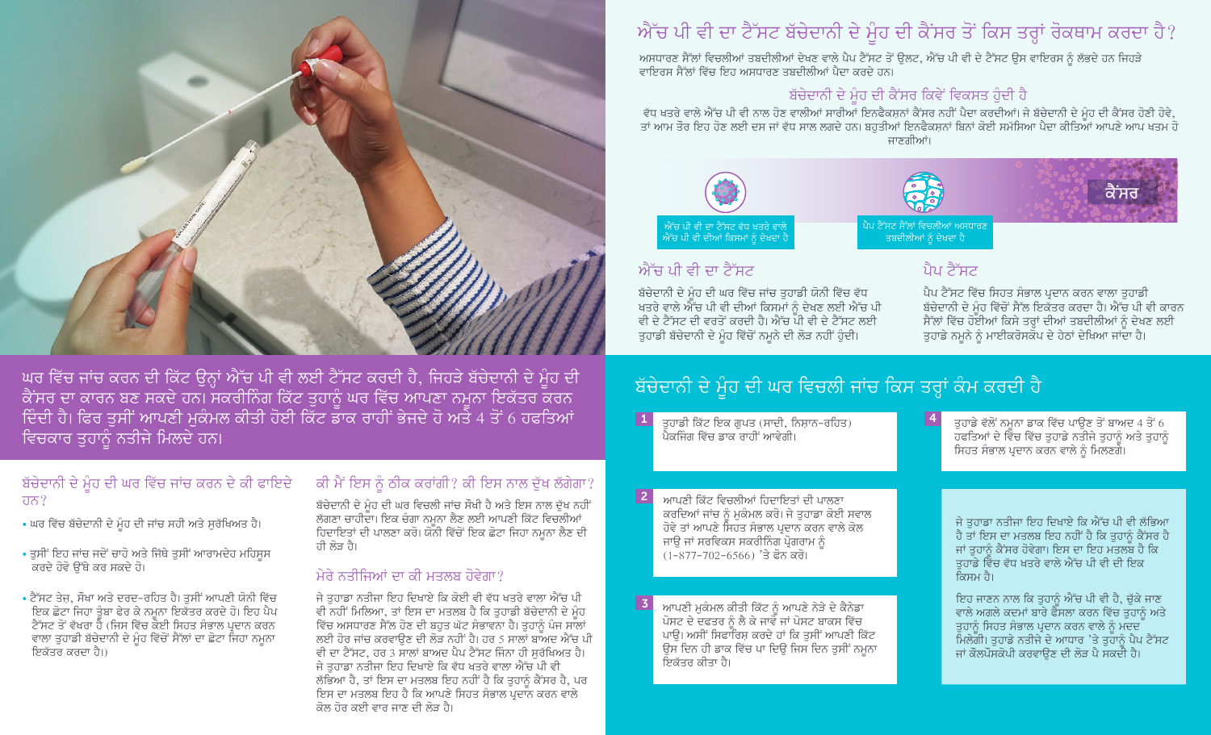ਘਰ ਵਿੱਚ ਜਾਂਚ ਕਰਨ ਦੀ ਕਿੱਟ ਉਨ੍ਹਾਂ ਐੱਚ ਪੀ ਵੀ ਲਈ ਟੈੱਸਟ ਕਰਦੀ ਹੈ, ਜਿਹੜੇ ਬੱਚੇਦਾਨੀ ਦੇ ਮੂੰਹ ਦੀ ਕੈਂਸਰ ਦਾ ਕਾਰਨ ਬਣ ਸਕਦੇ ਹਨ। ਸਕਰੀਨਿੰਗ ਕਿੱਟ ਤੁਹਾਨੂੰ ਘਰ ਵਿੱਚ ਆਪਣਾ ਨਮੂਨਾ ਇਕੱਤਰ ਕਰਨ ਦਿੰਦੀ ਹੈ। ਫਿਰ ਤੁਸੀਂ ਆਪਣੀ ਮੁਕੰਮਲ ਕੀਤੀ ਹੋਈ ਕਿੱਟ ਡਾਕ ਰਾਹੀਂ ਭੇਜਦੇ ਹੋ ਅਤੇ 4 ਤੋਂ 6 ਹਫਤਿਆਂ ਵਿਚਕਾਰ ਤੁਹਾਨੂੰ ਨਤੀਜੇ ਮਿਲਦੇ ਹਨ।

## ਬੱਚੇਦਾਨੀ ਦੇ ਮੂੰਹ ਦੀ ਘਰ ਵਿੱਚ ਜਾਂਚ ਕਰਨ ਦੇ ਕੀ ਫਾਇਦੇ ਹਨ?

- ਘਰ ਵਿੱਚ ਬੱਚੇਦਾਨੀ ਦੇ ਮੂੰਹ ਦੀ ਜਾਂਚ ਸਹੀ ਅਤੇ ਸੁਰੱਖਿਅਤ ਹੈ।
- ਤੁਸੀਂ ਇਹ ਜਾਂਚ ਜਦੋਂ ਚਾਹੋ ਅਤੇ ਜਿੱਥੇ ਤੁਸੀਂ ਆਰਾਮਦੇਹ ਮਹਿਸੂਸ ਕਰਦੇ ਹੋਵੋ ਉੱਥੇ ਕਰ ਸਕਦੇ ਹੋ।
- ਟੈੱਸਟ ਤੇਜ਼, ਸੌਖਾ ਅਤੇ ਦਰਦ-ਰਹਿਤ ਹੈ। ਤੁਸੀਂ ਆਪਣੀ ਯੋਨੀ ਵਿੱਚ ਇਕ ਛੋਟਾ ਜਿਹਾ ਤੂੰਬਾ ਫੇਰ ਕੇ ਨਮੂਨਾ ਇਕੱਤਰ ਕਰਦੇ ਹੋ। ਇਹ ਪੈਪ ਟੈੱਸਟ ਤੋਂ ਵੱਖਰਾ ਹੈ (ਜਿਸ ਵਿੱਚ ਕੋਈ ਸਿਹਤ ਸੰਭਾਲ ਪ੍ਰਦਾਨ ਕਰਨ ਵਾਲਾ ਤੁਹਾਡੀ ਬੱਚੇਦਾਨੀ ਦੇ ਮੂੰਹ ਵਿੱਚੋਂ ਸੈੱਲਾਂ ਦਾ ਛੋਟਾ ਜਿਹਾ ਨਮੂਨਾ ਇਕੱਤਰ ਕਰਦਾ ਹੈ।)

## ਕੀ ਮੈਂ ਇਸ ਨੂੰ ਠੀਕ ਕਰਾਂਗੀ? ਕੀ ਇਸ ਨਾਲ ਦੁੱਖ ਲੱਗੇਗਾ?

ਬੱਚੇਦਾਨੀ ਦੇ ਮੂੰਹ ਦੀ ਘਰ ਵਿਚਲੀ ਜਾਂਚ ਸੌਖੀ ਹੈ ਅਤੇ ਇਸ ਨਾਲ ਦੁੱਖ ਨਹੀਂ ਲੱਗਣਾ ਚਾਹੀਦਾ। ਇਕ ਚੰਗਾ ਨਮੂਨਾ ਲੈਣ ਲਈ ਆਪਣੀ ਕਿੱਟ ਵਿਚਲੀਆਂ ਹਿਦਾਇਤਾਂ ਦੀ ਪਾਲਣਾ ਕਰੋ। ਯੋਨੀ ਵਿੱਚੋਂ ਇਕ ਛੋਟਾ ਜਿਹਾ ਨਮੂਨਾ ਲੈਣ ਦੀ ਹੀ ਲੋੜ ਹੈ।

## ਮੇਰੇ ਨਤੀਜਿਆਂ ਦਾ ਕੀ ਮਤਲਬ ਹੋਵੇਗਾ?

ਜੇ ਤੁਹਾਡਾ ਨਤੀਜਾ ਇਹ ਦਿਖਾਏ ਕਿ ਕੋਈ ਵੀ ਵੱਧ ਖਤਰੇ ਵਾਲਾ ਐੱਚ ਪੀ ਵੀ ਨਹੀਂ ਮਿਲਿਆ, ਤਾਂ ਇਸ ਦਾ ਮਤਲਬ ਹੈ ਕਿ ਤੁਹਾਡੀ ਬੱਚੇਦਾਨੀ ਦੇ ਮੂੰਹ ਵਿੱਚ ਅਸਧਾਰਣ ਸੈੱਲ ਹੋਣ ਦੀ ਬਹੁਤ ਘੱਟ ਸੰਭਾਵਨਾ ਹੈ। ਤੁਹਾਨੂੰ ਪੰਜ ਸਾਲਾਂ ਲਈ ਹੋਰ ਜਾਂਚ ਕਰਵਾਉਣ ਦੀ ਲੋੜ ਨਹੀਂ ਹੈ। ਹਰ 5 ਸਾਲਾਂ ਬਾਅਦ ਐੱਚ ਪੀ ਵੀ ਦਾ ਟੈੱਸਟ, ਹਰ 3 ਸਾਲਾਂ ਬਾਅਦ ਪੈਪ ਟੈੱਸਟ ਜਿੰਨਾ ਹੀ ਸੁਰੱਖਿਅਤ ਹੈ। ਜੇ ਤੁਹਾਡਾ ਨਤੀਜਾ ਇਹ ਦਿਖਾਏ ਕਿ ਵੱਧ ਖਤਰੇ ਵਾਲਾ ਐੱਚ ਪੀ ਵੀ ਲੱਭਿਆ ਹੈ, ਤਾਂ ਇਸ ਦਾ ਮਤਲਬ ਇਹ ਨਹੀਂ ਹੈ ਕਿ ਤੁਹਾਨੂੰ ਕੈਂਸਰ ਹੈ, ਪਰ ਇਸ ਦਾ ਮਤਲਬ ਇਹ ਹੈ ਕਿ ਆਪਣੇ ਸਿਹਤ ਸੰਭਾਲ ਪ੍ਰਦਾਨ ਕਰਨ ਵਾਲੇ ਕੋਲ ਹੋਰ ਕਈ ਵਾਰ ਜਾਣ ਦੀ ਲੋੜ ਹੈ।

## ਐੱਚ ਪੀ ਵੀ ਦਾ ਟੈੱਸਟ ਬੱਚੇਦਾਨੀ ਦੇ ਮੂੰਹ ਦੀ ਕੈਂਸਰ ਤੋਂ ਕਿਸ ਤਰ੍ਹਾਂ ਰੋਕਥਾਮ ਕਰਦਾ ਹੈ?

ਅਸਧਾਰਣ ਸੈੱਲਾਂ ਵਿਚਲੀਆਂ ਤਬਦੀਲੀਆਂ ਦੇਖਣ ਵਾਲੇ ਪੈਪ ਟੈੱਸਟ ਤੋਂ ਉਲਟ, ਐੱਚ ਪੀ ਵੀ ਦੇ ਟੈੱਸਟ ਉਸ ਵਾਇਰਸ ਨੂੰ ਲੱਭਦੇ ਹਨ ਜਿਹੜੇ ਵਾਇਰਸ ਸੈੱਲਾਂ ਵਿੱਚ ਇਹ ਅਸਧਾਰਣ ਤਬਦੀਲੀਆਂ ਪੈਦਾ ਕਰਦੇ ਹਨ।

### ਬੱਚੇਦਾਨੀ ਦੇ ਮੂੰਹ ਦੀ ਕੈਂਸਰ ਕਿਵੇਂ ਵਿਕਸਤ ਹੁੰਦੀ ਹੈ

ਵੱਧ ਖਤਰੇ ਵਾਲੇ ਐੱਚ ਪੀ ਵੀ ਨਾਲ ਹੋਣ ਵਾਲੀਆਂ ਸਾਰੀਆਂ ਇਨਫੈਕਸ਼ਨਾਂ ਕੈਂਸਰ ਨਹੀਂ ਪੈਦਾ ਕਰਦੀਆਂ। ਜੇ ਬੱਚੇਦਾਨੀ ਦੇ ਮੂੰਹ ਦੀ ਕੈਂਸਰ ਹੋਣੀ ਹੋਵੇ, ਤਾਂ ਆਮ ਤੌਰ ਤੇ ਇਹ ਹੋਣ ਲਈ ਦਸ ਜਾਂ ਵੱਧ ਸਾਲ ਲਗਦੇ ਹਨ। ਬਹੁਤੀਆਂ ਇਨਫੈਕਸ਼ਨਾਂ ਬਿਨਾਂ ਕੋਈ ਸਮੱਸਿਆ ਪੈਦਾ ਕੀਤਿਆਂ ਆਪਣੇ ਆਪ ਖਤਮ ਹੋ ਜਾਣਗੀਆਂ।

ਐੱਚ ਪੀ ਵੀ ਦਾ ਟੈੱਸਟ ਵੱਧ ਖਤਰੇ ਵਾਲੇ ਐੱਚ ਪੀ ਵੀ ਦੀਆਂ ਕਿਸਮਾਂ ਨੂੰ ਦੇਖਦਾ ਹੈ

ਪੈਪ ਟੈੱਸਟ ਸੈੱਲਾਂ ਵਿਚਲੀਆਂ ਅਸਧਾਰਣ ਤਬਦੀਲੀਆਂ ਨੂੰ ਦੇਖਦਾ ਹੈ

ਕੈਂਸਰ

### ਐੱਚ ਪੀ ਵੀ ਦਾ ਟੈੱਸਟ

ਬੱਚੇਦਾਨੀ ਦੇ ਮੂੰਹ ਦੀ ਘਰ ਵਿੱਚ ਜਾਂਚ ਤੁਹਾਡੀ ਯੋਨੀ ਵਿੱਚ ਵੱਧ ਖਤਰੇ ਵਾਲੇ ਐੱਚ ਪੀ ਵੀ ਦੀਆਂ ਕਿਸਮਾਂ ਨੂੰ ਦੇਖਣ ਲਈ ਐੱਚ ਪੀ ਵੀ ਦੇ ਟੈੱਸਟ ਦੀ ਵਰਤੋਂ ਕਰਦੀ ਹੈ। ਐੱਚ ਪੀ ਵੀ ਦੇ ਟੈੱਸਟ ਲਈ ਤੁਹਾਡੀ ਬੱਚੇਦਾਨੀ ਦੇ ਮੂੰਹ ਵਿੱਚੋਂ ਨਮੂਨੇ ਦੀ ਲੋੜ ਨਹੀਂ ਹੁੰਦੀ।

### ਪੈਪ ਟੈੱਸਟ

ਪੈਪ ਟੈੱਸਟ ਵਿੱਚ ਸਿਹਤ ਸੰਭਾਲ ਪ੍ਰਦਾਨ ਕਰਨ ਵਾਲਾ ਤੁਹਾਡੀ ਬੱਚੇਦਾਨੀ ਦੇ ਮੂੰਹ ਵਿੱਚੋਂ ਸੈੱਲ ਇਕੱਤਰ ਕਰਦਾ ਹੈ। ਐੱਚ ਪੀ ਵੀ ਕਾਰਨ ਸੈੱਲਾਂ ਵਿੱਚ ਹੋਈਆਂ ਕਿਸੇ ਤਰ੍ਹਾਂ ਦੀਆਂ ਤਬਦੀਲੀਆਂ ਨੂੰ ਦੇਖਣ ਲਈ ਤੁਹਾਡੇ ਨਮੂਨੇ ਨੂੰ ਮਾਈਕਰੋਸਕੋਪ ਦੇ ਹੇਠਾਂ ਦੇਖਿਆ ਜਾਂਦਾ ਹੈ।

## ਬੱਚੇਦਾਨੀ ਦੇ ਮੂੰਹ ਦੀ ਘਰ ਵਿਚਲੀ ਜਾਂਚ ਕਿਸ ਤਰ੍ਹਾਂ ਕੰਮ ਕਰਦੀ ਹੈ

**1** ਤੁਹਾਡੀ ਕਿੱਟ ਇਕ ਗੁਪਤ (ਸਾਦੀ, ਨਿਸ਼ਾਨ-ਰਹਿਤ) ਪੈਕਜਿੰਗ ਵਿੱਚ ਡਾਕ ਰਾਹੀਂ ਆਵੇਗੀ।

**2** ਆਪਣੀ ਕਿੱਟ ਵਿਚਲੀਆਂ ਹਿਦਾਇਤਾਂ ਦੀ ਪਾਲਣਾ ਕਰਦਿਆਂ ਜਾਂਚ ਨੂੰ ਮੁਕੰਮਲ ਕਰੋ। ਜੇ ਤੁਹਾਡਾ ਕੋਈ ਸਵਾਲ ਹੋਵੇ ਤਾਂ ਆਪਣੇ ਸਿਹਤ ਸੰਭਾਲ ਪ੍ਰਦਾਨ ਕਰਨ ਵਾਲੇ ਕੋਲ ਜਾਉ ਜਾਂ ਸਰਵਿਕਸ ਸਕਰੀਨਿੰਗ ਪ੍ਰੋਗਰਾਮ ਨੂੰ (1-877-702-6566) 'ਤੇ ਫੋਨ ਕਰੋ।

**3** ਆਪਣੀ ਮੁਕੰਮਲ ਕੀਤੀ ਕਿੱਟ ਨੂੰ ਆਪਣੇ ਨੇੜੇ ਦੇ ਕੈਨੇਡਾ ਪੋਸਟ ਦੇ ਦਫਤਰ ਨੂੰ ਲੈ ਕੇ ਜਾਓ ਜਾਂ ਪੋਸਟ ਬਾਕਸ ਵਿੱਚ ਪਾਉ। ਅਸੀਂ ਸਿਫਾਰਿਸ਼ ਕਰਦੇ ਹਾਂ ਕਿ ਤੁਸੀਂ ਆਪਣੀ ਕਿੱਟ ਉਸ ਦਿਨ ਹੀ ਡਾਕ ਵਿੱਚ ਪਾ ਦਿਉ ਜਿਸ ਦਿਨ ਤੁਸੀਂ ਨਮੂਨਾ ਇਕੱਤਰ ਕੀਤਾ ਹੈ।

**4** ਤੁਹਾਡੇ ਵੱਲੋਂ ਨਮੂਨਾ ਡਾਕ ਵਿੱਚ ਪਾਉਣ ਤੋਂ ਬਾਅਦ 4 ਤੋਂ 6 ਹਫਤਿਆਂ ਦੇ ਵਿੱਚ ਵਿੱਚ ਤੁਹਾਡੇ ਨਤੀਜੇ ਤੁਹਾਨੂੰ ਅਤੇ ਤੁਹਾਡੇ ਸਿਹਤ ਸੰਭਾਲ ਪ੍ਰਦਾਨ ਕਰਨ ਵਾਲੇ ਨੂੰ ਮਿਲਣਗੇ।

ਜੇ ਤੁਹਾਡਾ ਨਤੀਜਾ ਇਹ ਦਿਖਾਏ ਕਿ ਐੱਚ ਪੀ ਵੀ ਲੱਭਿਆ ਹੈ ਤਾਂ ਇਸ ਦਾ ਮਤਲਬ ਇਹ ਨਹੀਂ ਹੈ ਕਿ ਤੁਹਾਨੂੰ ਕੈਂਸਰ ਹੈ ਜਾਂ ਤੁਹਾਨੂੰ ਕੈਂਸਰ ਹੋਵੇਗਾ। ਇਸ ਦਾ ਇਹ ਮਤਲਬ ਹੈ ਕਿ ਤੁਹਾਡੇ ਵਿੱਚ ਵੱਧ ਖਤਰੇ ਵਾਲੇ ਐੱਚ ਪੀ ਵੀ ਦੀ ਇਕ ਕਿਸਮ ਹੈ।

ਇਹ ਜਾਣਨ ਨਾਲ ਕਿ ਤੁਹਾਨੂੰ ਐੱਚ ਪੀ ਵੀ ਹੈ, ਚੁੱਕੇ ਜਾਣ ਵਾਲੇ ਅਗਲੇ ਕਦਮਾਂ ਬਾਰੇ ਫੈਸਲਾ ਕਰਨ ਵਿੱਚ ਤੁਹਾਨੂੰ ਅਤੇ ਤੁਹਾਡੇ ਸਿਹਤ ਸੰਭਾਲ ਪ੍ਰਦਾਨ ਕਰਨ ਵਾਲੇ ਨੂੰ ਮਦਦ ਮਿਲੇਗੀ। ਤੁਹਾਡੇ ਨਤੀਜੇ ਦੇ ਆਧਾਰ 'ਤੇ ਤੁਹਾਨੂੰ ਪੈਪ ਟੈੱਸਟ ਜਾਂ ਕੋਲਪੋਸਕੋਪੀ ਕਰਵਾਉਣ ਦੀ ਲੋੜ ਪੈ ਸਕਦੀ ਹੈ।